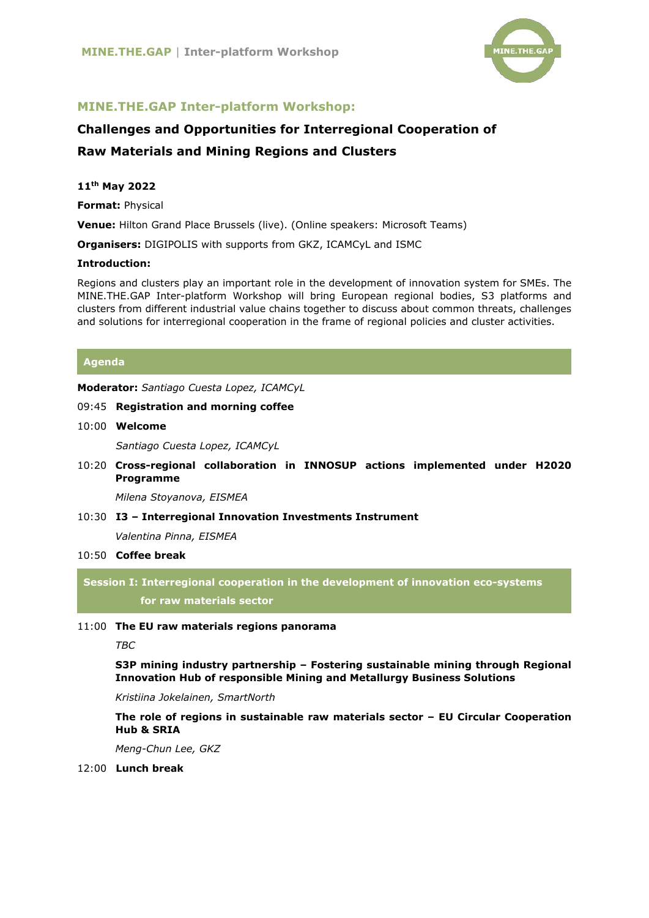## MINE.THE.GAP Inter-platform Workshop:

# Challenges and Opportunities for Interregional Cooperation of Raw Materials and Mining Regions and Clusters

**11th May 2022**

**Format:** Physical

**Venue:** Hilton Grand Place Brussels (live). (Online speakers: Microsoft Teams)

**Organisers:** DIGIPOLIS with supports from GKZ, ICAMCyL and ISMC

**Introduction:**

Regions and clusters play an important role in the development of innovation system for SMEs. The MINE.THE.GAP Inter-platform Workshop will bring European regional bodies, S3 platforms and clusters from different industrial value chains together to discuss about common threats, challenges and solutions for interregional cooperation in the frame of regional policies and cluster activities.

## Agenda

**Moderator:** *Santiago Cuesta Lopez, ICAMCyL*

09:45 **Registration and morning coffee**

10:00 **Welcome**

*Santiago Cuesta Lopez, ICAMCyL*

10:20 **Cross-regional collaboration in INNOSUP actions implemented under H2020 Programme**

*Milena Stoyanova, EISMEA*

10:30 **I3 – Interregional Innovation Investments Instrument**

*Valentina Pinna, EISMEA*

10:50 **Coffee break**

## Session I: Interregional cooperation in the development of innovation eco-systems for raw materials sector

11:00 **The EU raw materials regions panorama**

*TBC*

**S3P mining industry partnership – Fostering sustainable mining through Regional Innovation Hub of responsible Mining and Metallurgy Business Solutions**

*Kristiina Jokelainen, SmartNorth*

**The role of regions in sustainable raw materials sector – EU Circular Cooperation Hub & SRIA**

*Meng-Chun Lee, GKZ*

12:00 **Lunch break**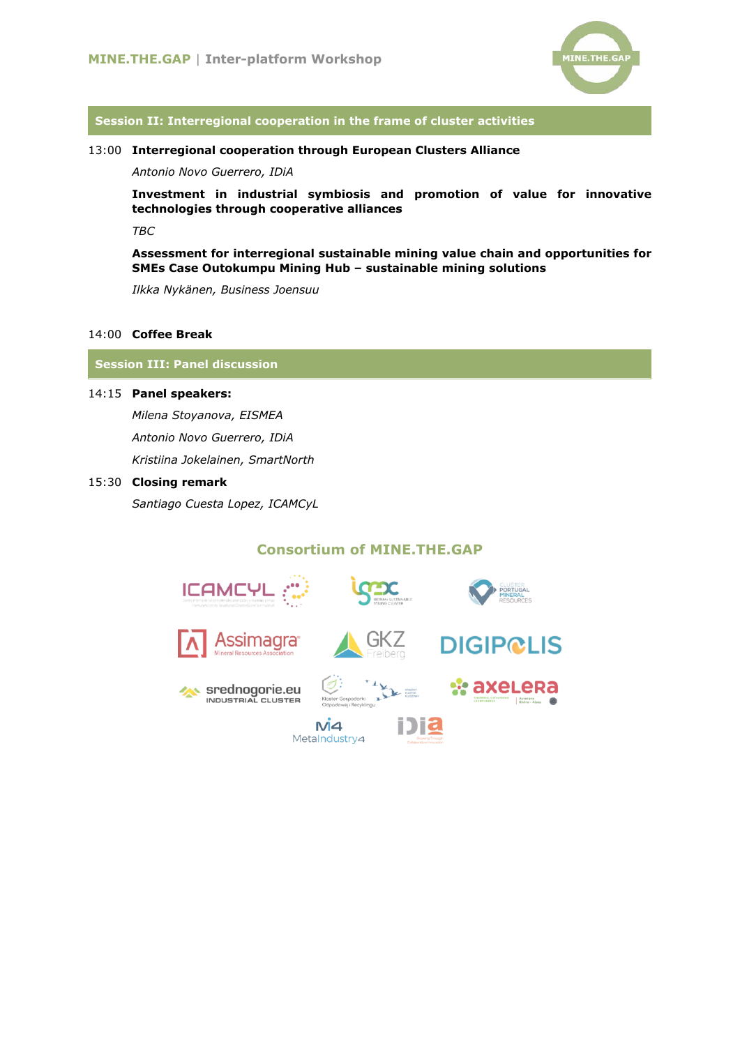## Session II: Interregional cooperation in the frame of cluster activities

13:00 **Interregional cooperation through European Clusters Alliance**

*Antonio Novo Guerrero, IDiA*

**Investment in industrial symbiosis and promotion of value for innovative technologies through cooperative alliances**

*TBC*

**Assessment for interregional sustainable mining value chain and opportunities for SMEs Case Outokumpu Mining Hub – sustainable mining solutions**

*Ilkka Nykänen, Business Joensuu*

14:00 **Coffee Break**

## Session III: Panel discussion

14:15 **Panel speakers:**

*Milena Stoyanova, EISMEA*

*Antonio Novo Guerrero, IDiA*

*Kristiina Jokelainen, SmartNorth*

15:30 **Closing remark**

*Santiago Cuesta Lopez, ICAMCyL*

## Consortium of MINE.THE.GAP